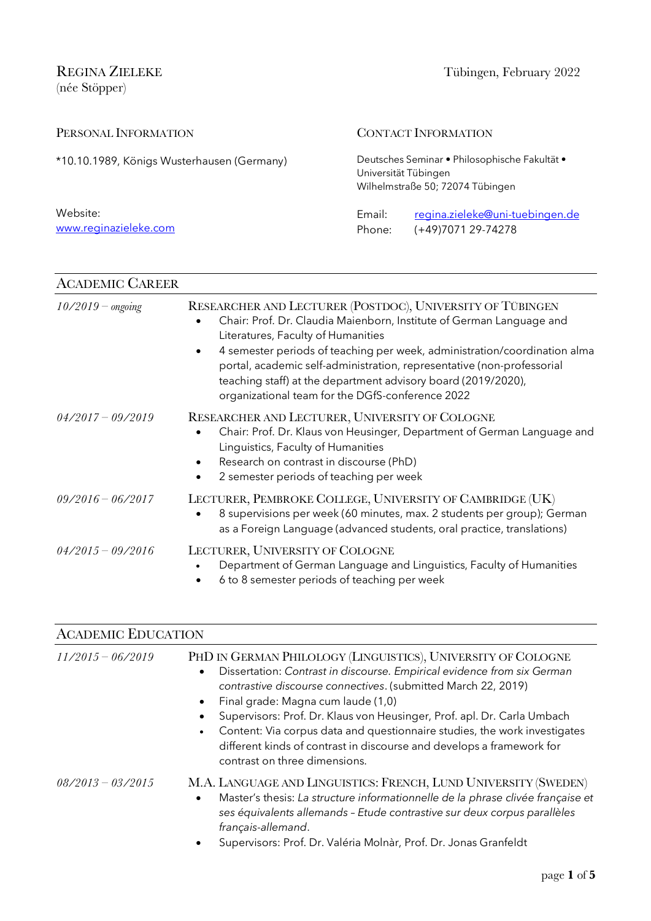# Regina Zieleke
(née Stöpper)

Tübingen, February 2022

## Personal Information

*10.10.1989, Königs Wusterhausen (Germany)

Website: www.reginazieleke.com

## Contact Information

Deutsches Seminar • Philosophische Fakultät • Universität Tübingen
Wilhelmstraße 50; 72074 Tübingen

Email: regina.zieleke@uni-tuebingen.de
Phone: (+49)7071 29-74278

## Academic Career

*10/2019 – ongoing*

**Researcher and Lecturer (Postdoc), University of Tübingen**

- Chair: Prof. Dr. Claudia Maienborn, Institute of German Language and Literatures, Faculty of Humanities
- 4 semester periods of teaching per week, administration/coordination alma portal, academic self-administration, representative (non-professorial teaching staff) at the department advisory board (2019/2020), organizational team for the DGfS-conference 2022

*04/2017 – 09/2019*

**Researcher and Lecturer, University of Cologne**

- Chair: Prof. Dr. Klaus von Heusinger, Department of German Language and Linguistics, Faculty of Humanities
- Research on contrast in discourse (PhD)
- 2 semester periods of teaching per week

*09/2016 – 06/2017*

**Lecturer, Pembroke College, University of Cambridge (UK)**

- 8 supervisions per week (60 minutes, max. 2 students per group); German as a Foreign Language (advanced students, oral practice, translations)

*04/2015 – 09/2016*

**Lecturer, University of Cologne**

- Department of German Language and Linguistics, Faculty of Humanities
- 6 to 8 semester periods of teaching per week

## Academic Education

*11/2015 – 06/2019*

**PhD in German Philology (Linguistics), University of Cologne**

- Dissertation: *Contrast in discourse. Empirical evidence from six German contrastive discourse connectives*. (submitted March 22, 2019)
- Final grade: Magna cum laude (1,0)
- Supervisors: Prof. Dr. Klaus von Heusinger, Prof. apl. Dr. Carla Umbach
- Content: Via corpus data and questionnaire studies, the work investigates different kinds of contrast in discourse and develops a framework for contrast on three dimensions.

*08/2013 – 03/2015*

**M.A. Language and Linguistics: French, Lund University (Sweden)**

- Master's thesis: *La structure informationnelle de la phrase clivée française et ses équivalents allemands – Etude contrastive sur deux corpus parallèles français-allemand*.
- Supervisors: Prof. Dr. Valéria Molnàr, Prof. Dr. Jonas Granfeldt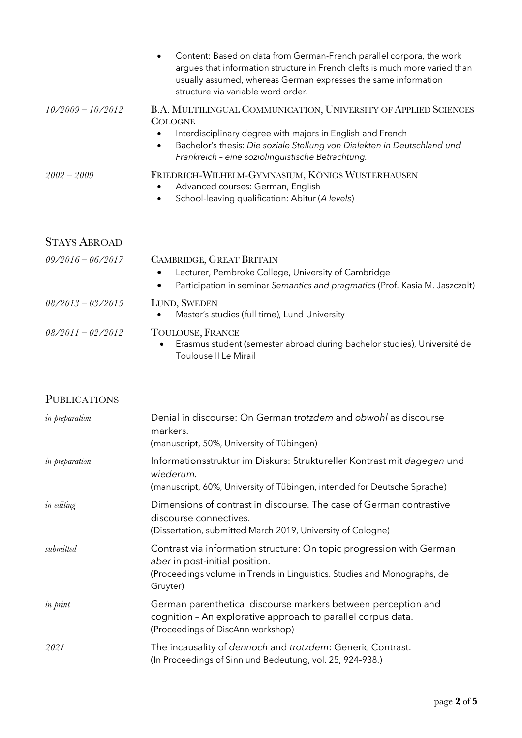- Content: Based on data from German-French parallel corpora, the work argues that information structure in French clefts is much more varied than usually assumed, whereas German expresses the same information structure via variable word order.

*10/2009 – 10/2012* **B.A. Multilingual Communication, University of Applied Sciences Cologne**

- Interdisciplinary degree with majors in English and French
- Bachelor's thesis: *Die soziale Stellung von Dialekten in Deutschland und Frankreich – eine soziolinguistische Betrachtung.*

*2002 – 2009* **Friedrich-Wilhelm-Gymnasium, Königs Wusterhausen**

- Advanced courses: German, English
- School-leaving qualification: Abitur (*A levels*)

## Stays Abroad

*09/2016 – 06/2017* **Cambridge, Great Britain**

- Lecturer, Pembroke College, University of Cambridge
- Participation in seminar *Semantics and pragmatics* (Prof. Kasia M. Jaszczolt)

*08/2013 – 03/2015* **Lund, Sweden**

- Master's studies (full time), Lund University

*08/2011 – 02/2012* **Toulouse, France**

- Erasmus student (semester abroad during bachelor studies), Université de Toulouse II Le Mirail

## Publications

*in preparation* Denial in discourse: On German *trotzdem* and *obwohl* as discourse markers.
(manuscript, 50%, University of Tübingen)

*in preparation* Informationsstruktur im Diskurs: Struktureller Kontrast mit *dagegen* und *wiederum*.
(manuscript, 60%, University of Tübingen, intended for Deutsche Sprache)

*in editing* Dimensions of contrast in discourse. The case of German contrastive discourse connectives.
(Dissertation, submitted March 2019, University of Cologne)

*submitted* Contrast via information structure: On topic progression with German *aber* in post-initial position.
(Proceedings volume in Trends in Linguistics. Studies and Monographs, de Gruyter)

*in print* German parenthetical discourse markers between perception and cognition – An explorative approach to parallel corpus data.
(Proceedings of DiscAnn workshop)

*2021* The incausality of *dennoch* and *trotzdem*: Generic Contrast.
(In Proceedings of Sinn und Bedeutung, vol. 25, 924–938.)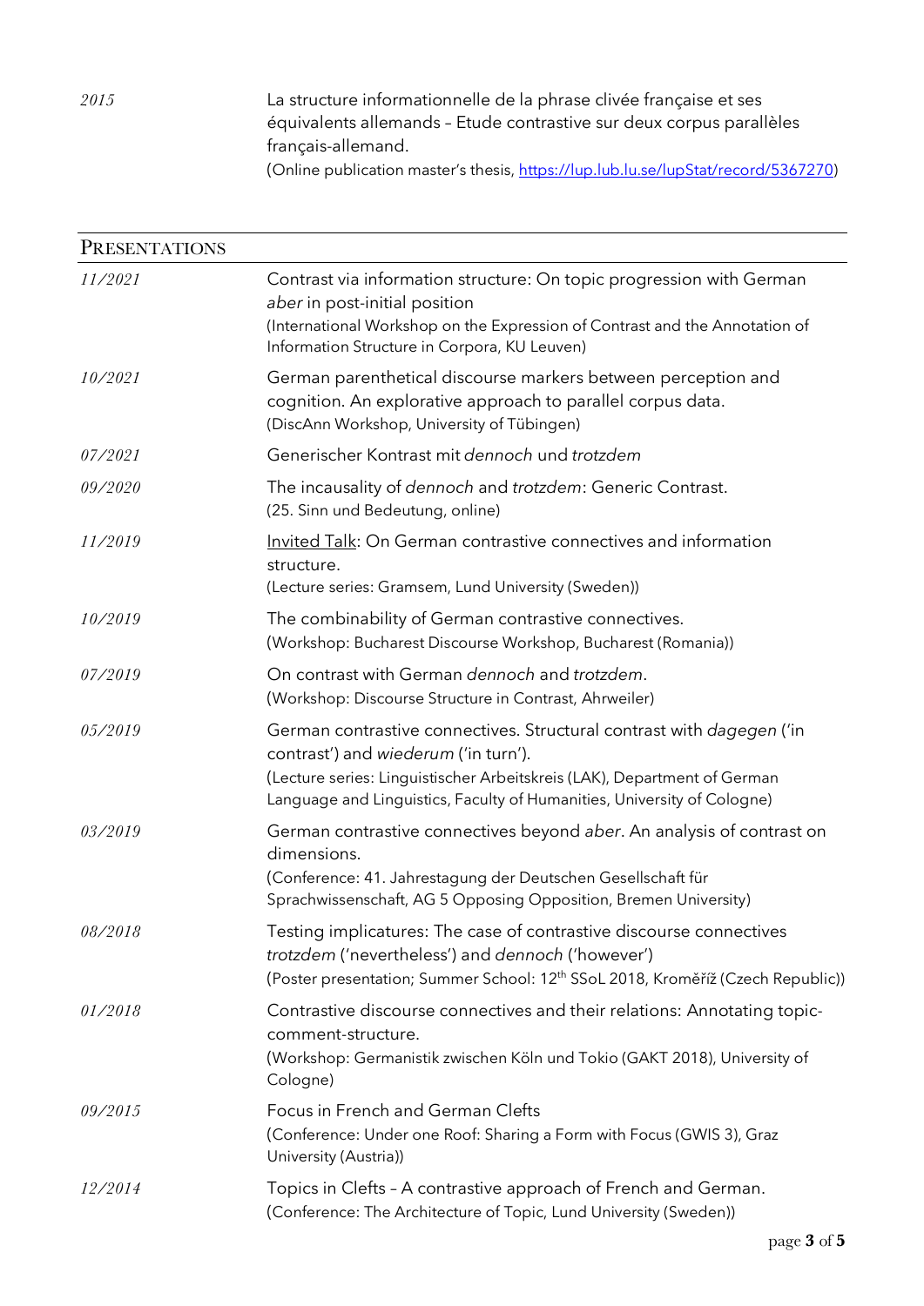*2015* La structure informationnelle de la phrase clivée française et ses équivalents allemands – Etude contrastive sur deux corpus parallèles français-allemand.
(Online publication master's thesis, https://lup.lub.lu.se/lupStat/record/5367270)

## PRESENTATIONS

*11/2021* Contrast via information structure: On topic progression with German *aber* in post-initial position
(International Workshop on the Expression of Contrast and the Annotation of Information Structure in Corpora, KU Leuven)

*10/2021* German parenthetical discourse markers between perception and cognition. An explorative approach to parallel corpus data.
(DiscAnn Workshop, University of Tübingen)

*07/2021* Generischer Kontrast mit *dennoch* und *trotzdem*

*09/2020* The incausality of *dennoch* and *trotzdem*: Generic Contrast.
(25. Sinn und Bedeutung, online)

*11/2019* Invited Talk: On German contrastive connectives and information structure.
(Lecture series: Gramsem, Lund University (Sweden))

*10/2019* The combinability of German contrastive connectives.
(Workshop: Bucharest Discourse Workshop, Bucharest (Romania))

*07/2019* On contrast with German *dennoch* and *trotzdem*.
(Workshop: Discourse Structure in Contrast, Ahrweiler)

*05/2019* German contrastive connectives. Structural contrast with *dagegen* ('in contrast') and *wiederum* ('in turn').
(Lecture series: Linguistischer Arbeitskreis (LAK), Department of German Language and Linguistics, Faculty of Humanities, University of Cologne)

*03/2019* German contrastive connectives beyond *aber*. An analysis of contrast on dimensions.
(Conference: 41. Jahrestagung der Deutschen Gesellschaft für Sprachwissenschaft, AG 5 Opposing Opposition, Bremen University)

*08/2018* Testing implicatures: The case of contrastive discourse connectives *trotzdem* ('nevertheless') and *dennoch* ('however')
(Poster presentation; Summer School: 12th SSoL 2018, Kroměříž (Czech Republic))

*01/2018* Contrastive discourse connectives and their relations: Annotating topic-comment-structure.
(Workshop: Germanistik zwischen Köln und Tokio (GAKT 2018), University of Cologne)

*09/2015* Focus in French and German Clefts
(Conference: Under one Roof: Sharing a Form with Focus (GWIS 3), Graz University (Austria))

*12/2014* Topics in Clefts – A contrastive approach of French and German.
(Conference: The Architecture of Topic, Lund University (Sweden))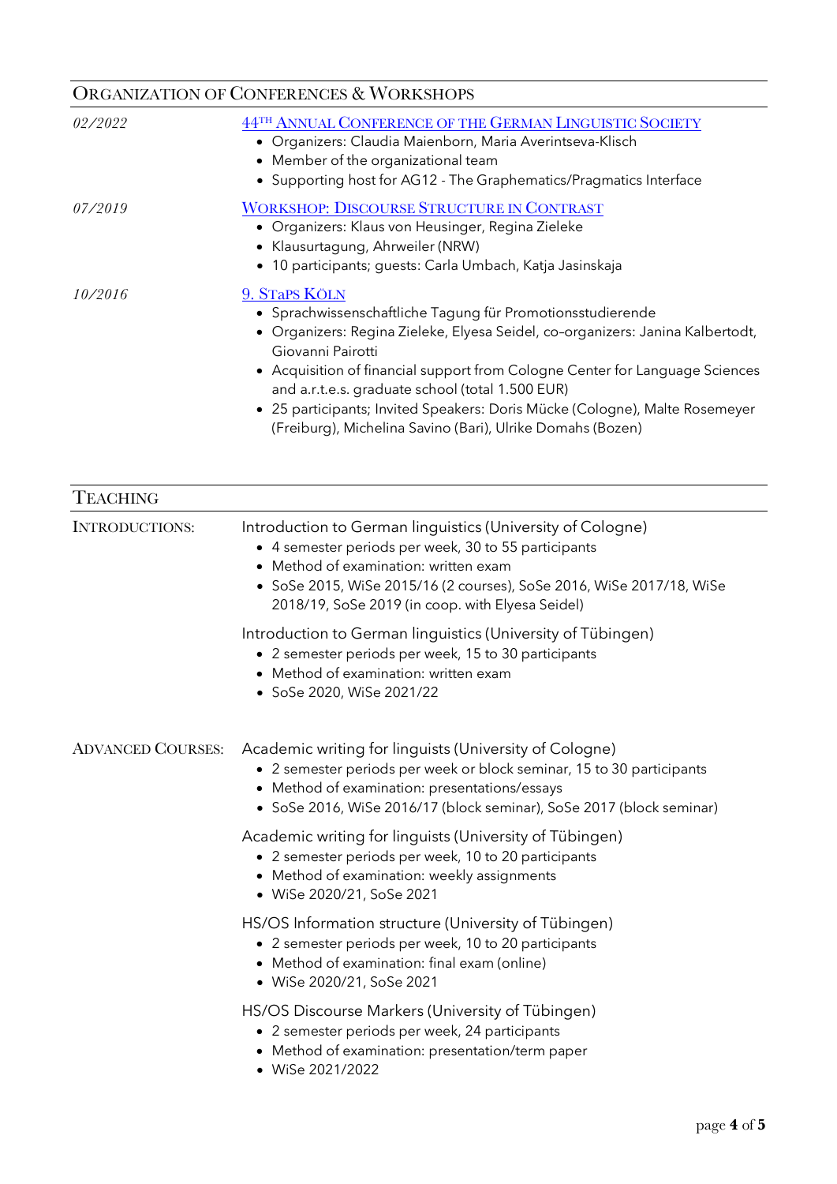## Organization of Conferences & Workshops

*02/2022* — [44th Annual Conference of the German Linguistic Society]

- Organizers: Claudia Maienborn, Maria Averintseva-Klisch
- Member of the organizational team
- Supporting host for AG12 - The Graphematics/Pragmatics Interface

*07/2019* — [Workshop: Discourse Structure in Contrast]

- Organizers: Klaus von Heusinger, Regina Zieleke
- Klausurtagung, Ahrweiler (NRW)
- 10 participants; guests: Carla Umbach, Katja Jasinskaja

*10/2016* — [9. StaPs Köln]

- Sprachwissenschaftliche Tagung für Promotionsstudierende
- Organizers: Regina Zieleke, Elyesa Seidel, co-organizers: Janina Kalbertodt, Giovanni Pairotti
- Acquisition of financial support from Cologne Center for Language Sciences and a.r.t.e.s. graduate school (total 1.500 EUR)
- 25 participants; Invited Speakers: Doris Mücke (Cologne), Malte Rosemeyer (Freiburg), Michelina Savino (Bari), Ulrike Domahs (Bozen)

## Teaching

### Introductions:

Introduction to German linguistics (University of Cologne)

- 4 semester periods per week, 30 to 55 participants
- Method of examination: written exam
- SoSe 2015, WiSe 2015/16 (2 courses), SoSe 2016, WiSe 2017/18, WiSe 2018/19, SoSe 2019 (in coop. with Elyesa Seidel)

Introduction to German linguistics (University of Tübingen)

- 2 semester periods per week, 15 to 30 participants
- Method of examination: written exam
- SoSe 2020, WiSe 2021/22

### Advanced Courses:

Academic writing for linguists (University of Cologne)

- 2 semester periods per week or block seminar, 15 to 30 participants
- Method of examination: presentations/essays
- SoSe 2016, WiSe 2016/17 (block seminar), SoSe 2017 (block seminar)

Academic writing for linguists (University of Tübingen)

- 2 semester periods per week, 10 to 20 participants
- Method of examination: weekly assignments
- WiSe 2020/21, SoSe 2021

HS/OS Information structure (University of Tübingen)

- 2 semester periods per week, 10 to 20 participants
- Method of examination: final exam (online)
- WiSe 2020/21, SoSe 2021

HS/OS Discourse Markers (University of Tübingen)

- 2 semester periods per week, 24 participants
- Method of examination: presentation/term paper
- WiSe 2021/2022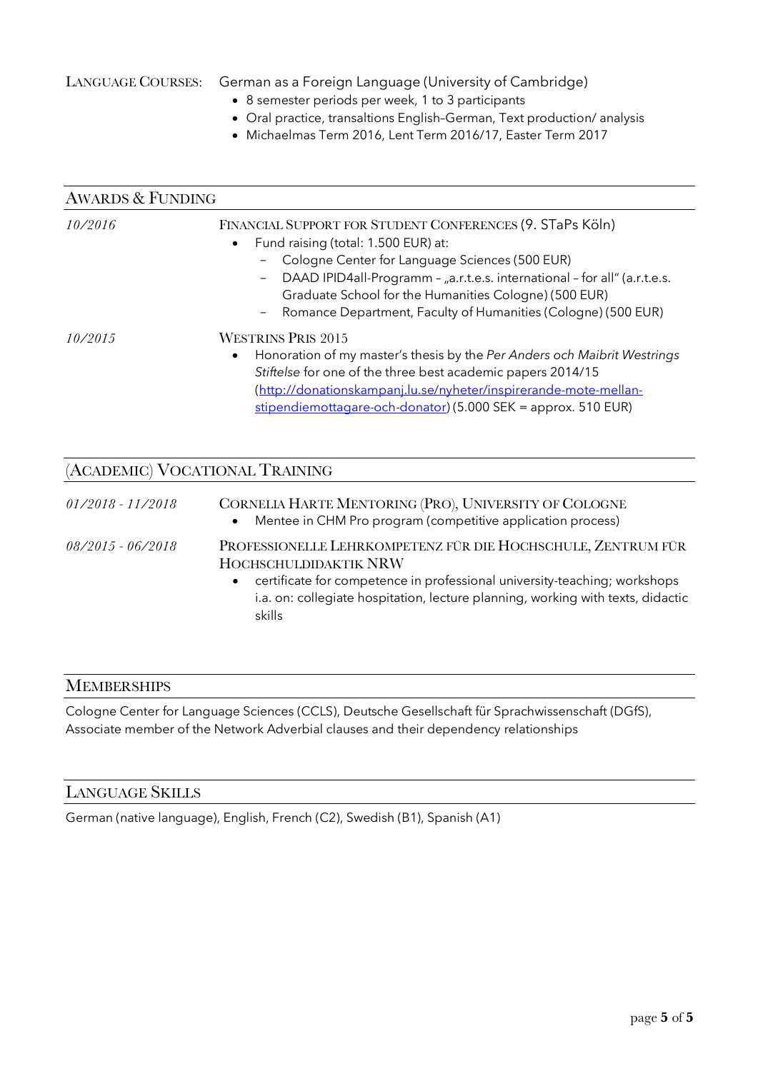LANGUAGE COURSES: German as a Foreign Language (University of Cambridge)

- 8 semester periods per week, 1 to 3 participants
- Oral practice, transaltions English–German, Text production/ analysis
- Michaelmas Term 2016, Lent Term 2016/17, Easter Term 2017

## AWARDS & FUNDING

*10/2016* — FINANCIAL SUPPORT FOR STUDENT CONFERENCES (9. STaPs Köln)

- Fund raising (total: 1.500 EUR) at:
    - Cologne Center for Language Sciences (500 EUR)
    - DAAD IPID4all-Programm – „a.r.t.e.s. international – for all" (a.r.t.e.s. Graduate School for the Humanities Cologne) (500 EUR)
    - Romance Department, Faculty of Humanities (Cologne) (500 EUR)

*10/2015* — WESTRINS PRIS 2015

- Honoration of my master's thesis by the *Per Anders och Maibrit Westrings Stiftelse* for one of the three best academic papers 2014/15 (http://donationskampanj.lu.se/nyheter/inspirerande-mote-mellan-stipendiemottagare-och-donator) (5.000 SEK = approx. 510 EUR)

## (ACADEMIC) VOCATIONAL TRAINING

*01/2018 - 11/2018* — CORNELIA HARTE MENTORING (PRO), UNIVERSITY OF COLOGNE

- Mentee in CHM Pro program (competitive application process)

*08/2015 - 06/2018* — PROFESSIONELLE LEHRKOMPETENZ FÜR DIE HOCHSCHULE, ZENTRUM FÜR HOCHSCHULDIDAKTIK NRW

- certificate for competence in professional university-teaching; workshops i.a. on: collegiate hospitation, lecture planning, working with texts, didactic skills

## MEMBERSHIPS

Cologne Center for Language Sciences (CCLS), Deutsche Gesellschaft für Sprachwissenschaft (DGfS), Associate member of the Network Adverbial clauses and their dependency relationships

## LANGUAGE SKILLS

German (native language), English, French (C2), Swedish (B1), Spanish (A1)